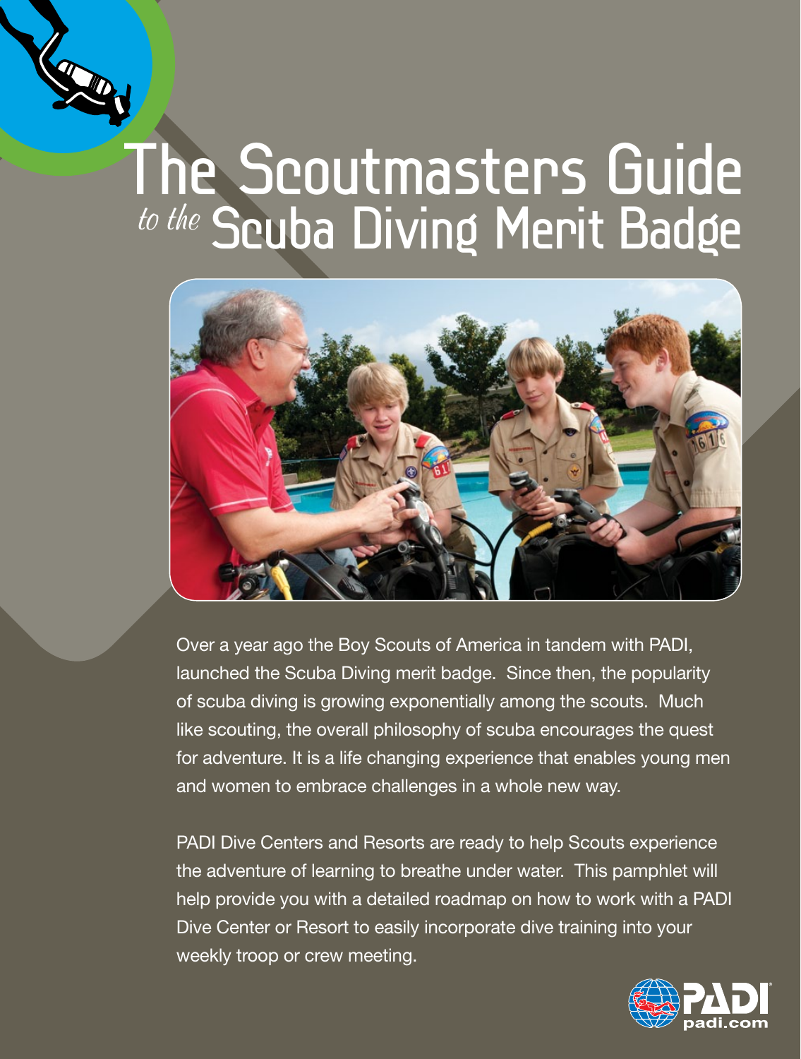# The Scoutmasters Guide *to the* Scuba Diving Merit Badge

Over a year ago the Boy Scouts of America in tandem with PADI, launched the Scuba Diving merit badge. Since then, the popularity of scuba diving is growing exponentially among the scouts. Much like scouting, the overall philosophy of scuba encourages the quest for adventure. It is a life changing experience that enables young men and women to embrace challenges in a whole new way.

PADI Dive Centers and Resorts are ready to help Scouts experience the adventure of learning to breathe under water. This pamphlet will help provide you with a detailed roadmap on how to work with a PADI Dive Center or Resort to easily incorporate dive training into your weekly troop or crew meeting.

PADI
padi.com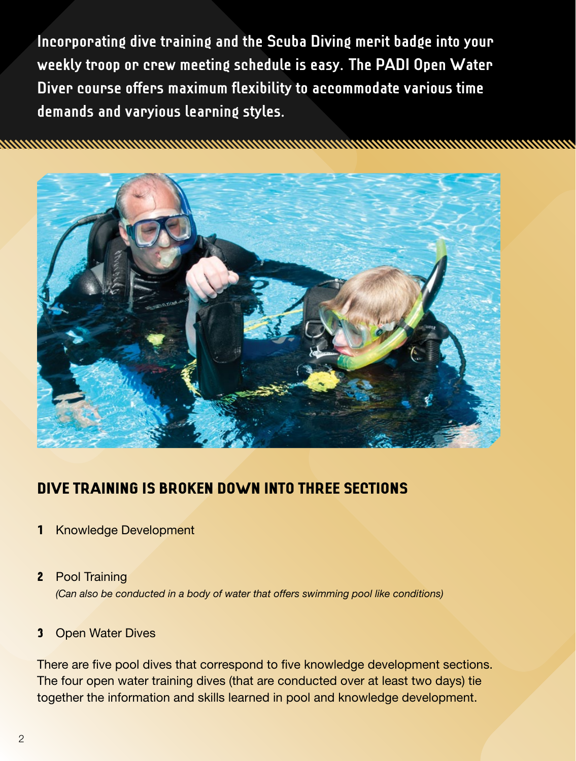Incorporating dive training and the Scuba Diving merit badge into your weekly troop or crew meeting schedule is easy. The PADI Open Water Diver course offers maximum flexibility to accommodate various time demands and varyious learning styles.

## DIVE TRAINING IS BROKEN DOWN INTO THREE SECTIONS

1. Knowledge Development
2. Pool Training
   *(Can also be conducted in a body of water that offers swimming pool like conditions)*
3. Open Water Dives

There are five pool dives that correspond to five knowledge development sections. The four open water training dives (that are conducted over at least two days) tie together the information and skills learned in pool and knowledge development.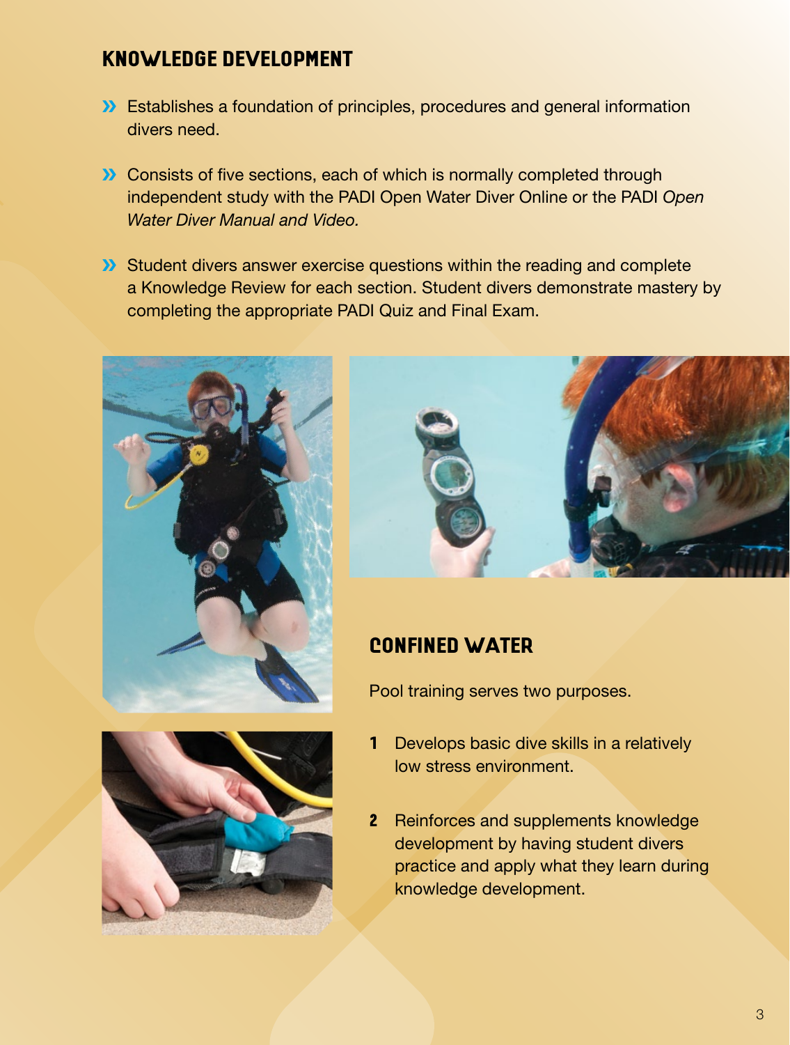## KNOWLEDGE DEVELOPMENT

- Establishes a foundation of principles, procedures and general information divers need.
- Consists of five sections, each of which is normally completed through independent study with the PADI Open Water Diver Online or the PADI *Open Water Diver Manual and Video.*
- Student divers answer exercise questions within the reading and complete a Knowledge Review for each section. Student divers demonstrate mastery by completing the appropriate PADI Quiz and Final Exam.

## CONFINED WATER

Pool training serves two purposes.

1. Develops basic dive skills in a relatively low stress environment.
2. Reinforces and supplements knowledge development by having student divers practice and apply what they learn during knowledge development.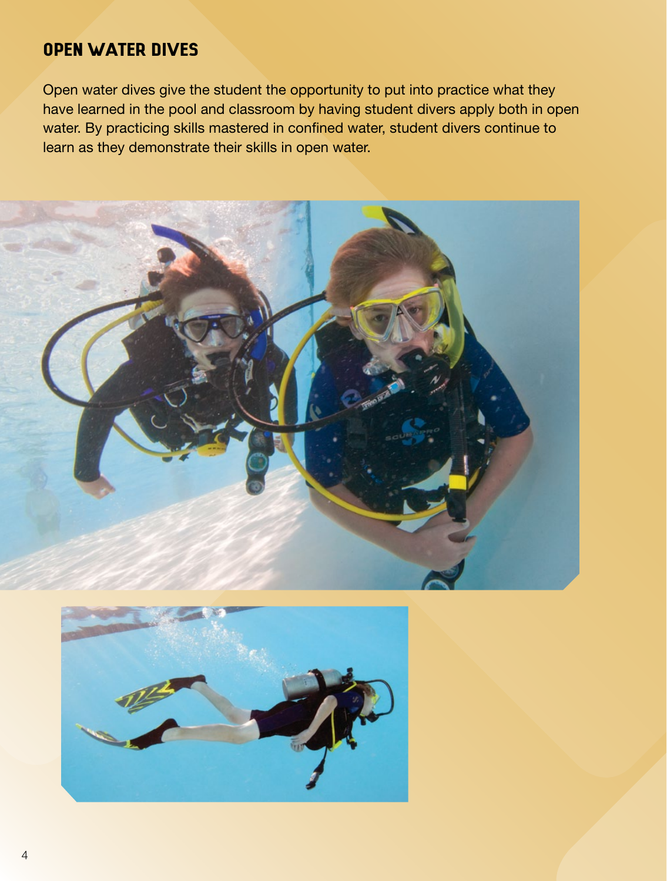## OPEN WATER DIVES

Open water dives give the student the opportunity to put into practice what they have learned in the pool and classroom by having student divers apply both in open water. By practicing skills mastered in confined water, student divers continue to learn as they demonstrate their skills in open water.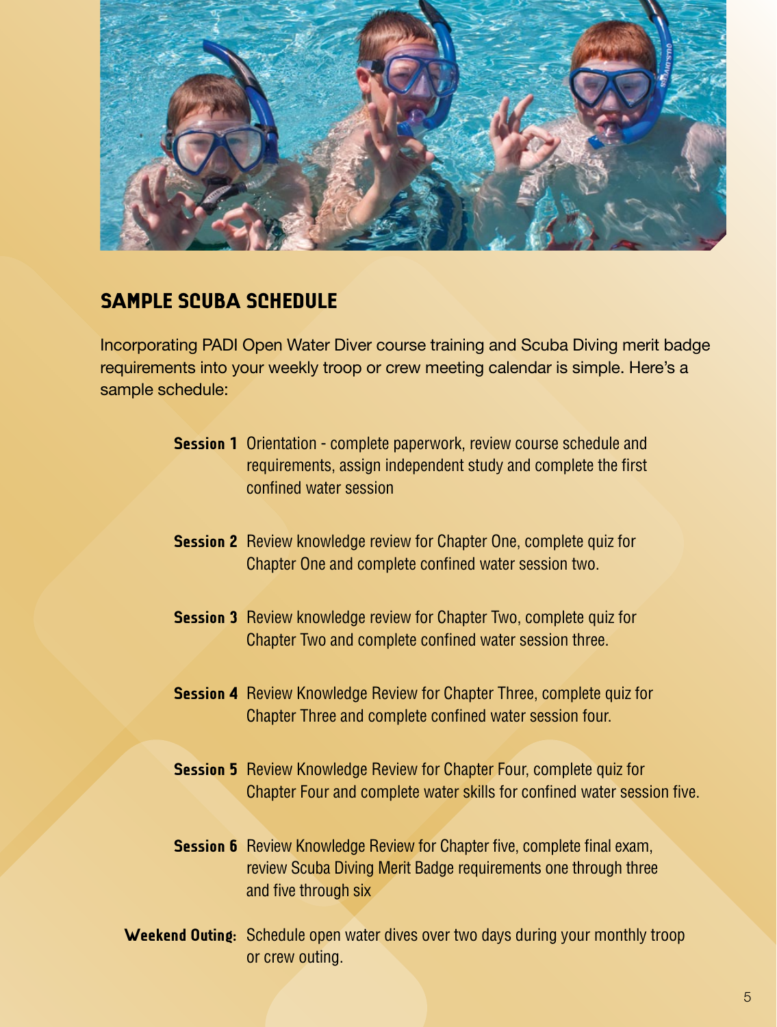## SAMPLE SCUBA SCHEDULE

Incorporating PADI Open Water Diver course training and Scuba Diving merit badge requirements into your weekly troop or crew meeting calendar is simple. Here's a sample schedule:

**Session 1** Orientation - complete paperwork, review course schedule and requirements, assign independent study and complete the first confined water session

**Session 2** Review knowledge review for Chapter One, complete quiz for Chapter One and complete confined water session two.

**Session 3** Review knowledge review for Chapter Two, complete quiz for Chapter Two and complete confined water session three.

**Session 4** Review Knowledge Review for Chapter Three, complete quiz for Chapter Three and complete confined water session four.

**Session 5** Review Knowledge Review for Chapter Four, complete quiz for Chapter Four and complete water skills for confined water session five.

**Session 6** Review Knowledge Review for Chapter five, complete final exam, review Scuba Diving Merit Badge requirements one through three and five through six

**Weekend Outing:** Schedule open water dives over two days during your monthly troop or crew outing.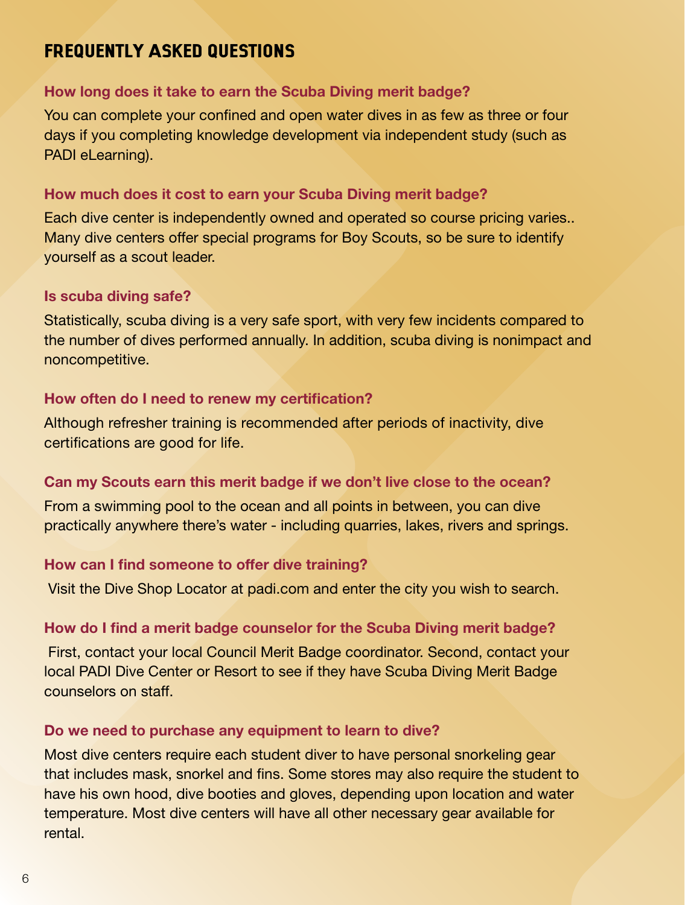## FREQUENTLY ASKED QUESTIONS

### How long does it take to earn the Scuba Diving merit badge?

You can complete your confined and open water dives in as few as three or four days if you completing knowledge development via independent study (such as PADI eLearning).

### How much does it cost to earn your Scuba Diving merit badge?

Each dive center is independently owned and operated so course pricing varies.. Many dive centers offer special programs for Boy Scouts, so be sure to identify yourself as a scout leader.

### Is scuba diving safe?

Statistically, scuba diving is a very safe sport, with very few incidents compared to the number of dives performed annually. In addition, scuba diving is nonimpact and noncompetitive.

### How often do I need to renew my certification?

Although refresher training is recommended after periods of inactivity, dive certifications are good for life.

### Can my Scouts earn this merit badge if we don't live close to the ocean?

From a swimming pool to the ocean and all points in between, you can dive practically anywhere there's water - including quarries, lakes, rivers and springs.

### How can I find someone to offer dive training?

Visit the Dive Shop Locator at padi.com and enter the city you wish to search.

### How do I find a merit badge counselor for the Scuba Diving merit badge?

First, contact your local Council Merit Badge coordinator. Second, contact your local PADI Dive Center or Resort to see if they have Scuba Diving Merit Badge counselors on staff.

### Do we need to purchase any equipment to learn to dive?

Most dive centers require each student diver to have personal snorkeling gear that includes mask, snorkel and fins. Some stores may also require the student to have his own hood, dive booties and gloves, depending upon location and water temperature. Most dive centers will have all other necessary gear available for rental.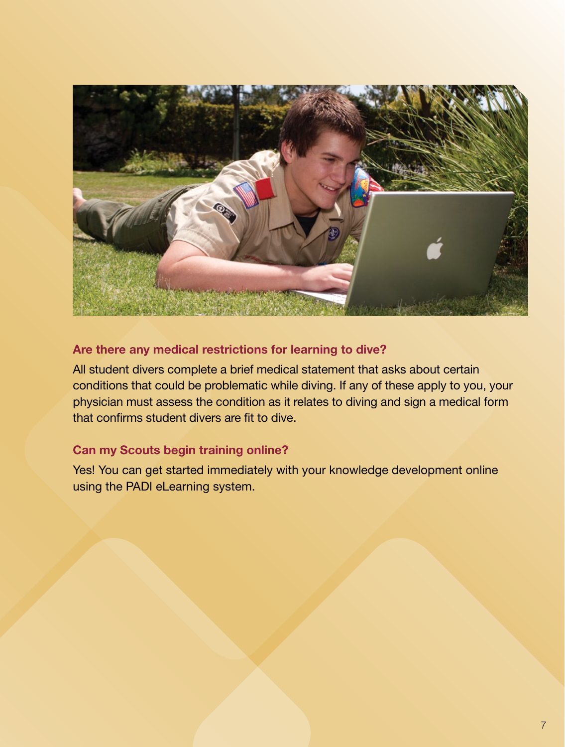### Are there any medical restrictions for learning to dive?

All student divers complete a brief medical statement that asks about certain conditions that could be problematic while diving. If any of these apply to you, your physician must assess the condition as it relates to diving and sign a medical form that confirms student divers are fit to dive.

### Can my Scouts begin training online?

Yes! You can get started immediately with your knowledge development online using the PADI eLearning system.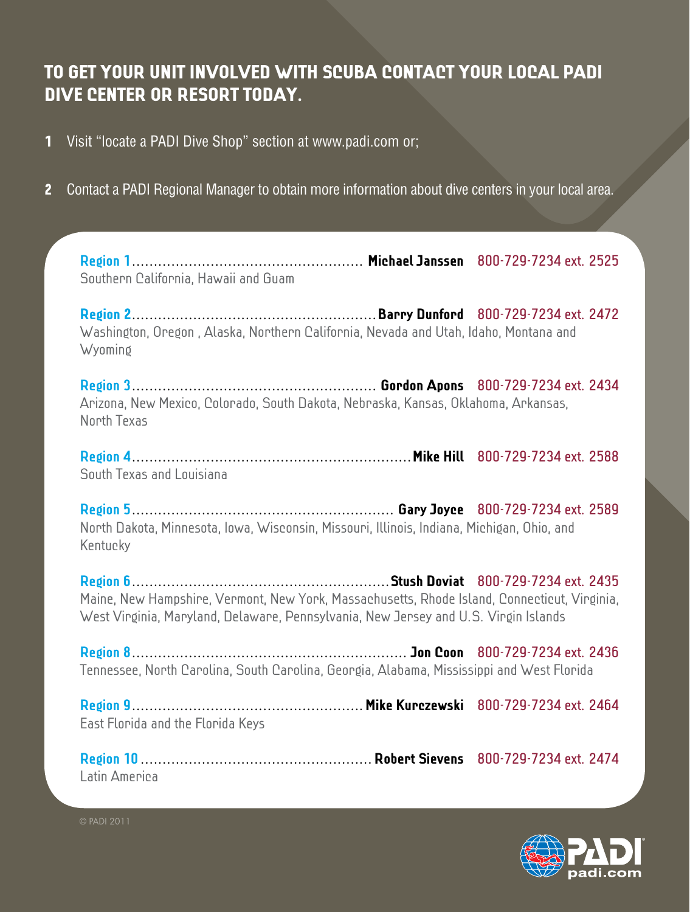## TO GET YOUR UNIT INVOLVED WITH SCUBA CONTACT YOUR LOCAL PADI DIVE CENTER OR RESORT TODAY.

1 Visit "locate a PADI Dive Shop" section at www.padi.com or;

2 Contact a PADI Regional Manager to obtain more information about dive centers in your local area.

**Region 1** ........................................ **Michael Janssen** 800-729-7234 ext. 2525
Southern California, Hawaii and Guam

**Region 2** ........................................ **Barry Dunford** 800-729-7234 ext. 2472
Washington, Oregon , Alaska, Northern California, Nevada and Utah, Idaho, Montana and Wyoming

**Region 3** ........................................ **Gordon Apons** 800-729-7234 ext. 2434
Arizona, New Mexico, Colorado, South Dakota, Nebraska, Kansas, Oklahoma, Arkansas, North Texas

**Region 4** ........................................ **Mike Hill** 800-729-7234 ext. 2588
South Texas and Louisiana

**Region 5** ........................................ **Gary Joyce** 800-729-7234 ext. 2589
North Dakota, Minnesota, Iowa, Wisconsin, Missouri, Illinois, Indiana, Michigan, Ohio, and Kentucky

**Region 6** ........................................ **Stush Doviat** 800-729-7234 ext. 2435
Maine, New Hampshire, Vermont, New York, Massachusetts, Rhode Island, Connecticut, Virginia, West Virginia, Maryland, Delaware, Pennsylvania, New Jersey and U.S. Virgin Islands

**Region 8** ........................................ **Jon Coon** 800-729-7234 ext. 2436
Tennessee, North Carolina, South Carolina, Georgia, Alabama, Mississippi and West Florida

**Region 9** ........................................ **Mike Kurczewski** 800-729-7234 ext. 2464
East Florida and the Florida Keys

**Region 10** ........................................ **Robert Sievens** 800-729-7234 ext. 2474
Latin America

© PADI 2011

PADI
padi.com